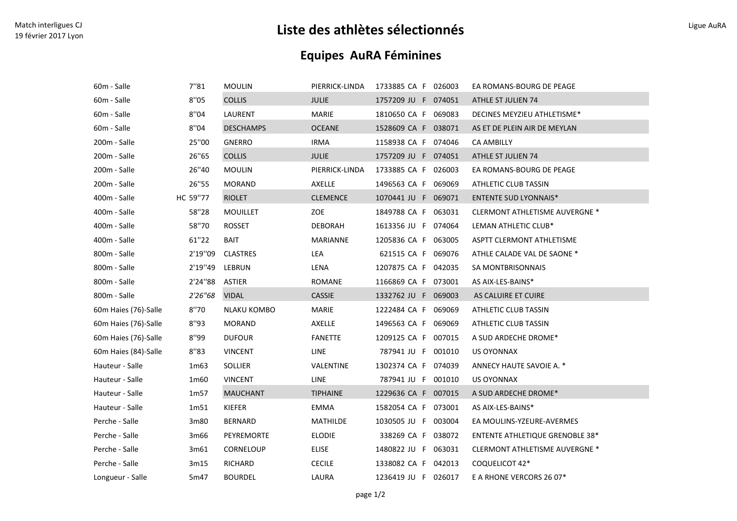Match interligues CJ
19 février 2017 Lyon

Ligue AuRA

# Liste des athlètes sélectionnés

## Equipes AuRA Féminines

| Épreuve | Perf. | Nom | Prénom | Licence | Cat. | Sexe | Club n° | Club |
|---|---|---|---|---|---|---|---|---|
| 60m - Salle | 7''81 | MOULIN | PIERRICK-LINDA | 1733885 | CA | F | 026003 | EA ROMANS-BOURG DE PEAGE |
| 60m - Salle | 8''05 | COLLIS | JULIE | 1757209 | JU | F | 074051 | ATHLE ST JULIEN 74 |
| 60m - Salle | 8''04 | LAURENT | MARIE | 1810650 | CA | F | 069083 | DECINES MEYZIEU ATHLETISME* |
| 60m - Salle | 8''04 | DESCHAMPS | OCEANE | 1528609 | CA | F | 038071 | AS ET DE PLEIN AIR DE MEYLAN |
| 200m - Salle | 25''00 | GNERRO | IRMA | 1158938 | CA | F | 074046 | CA AMBILLY |
| 200m - Salle | 26''65 | COLLIS | JULIE | 1757209 | JU | F | 074051 | ATHLE ST JULIEN 74 |
| 200m - Salle | 26''40 | MOULIN | PIERRICK-LINDA | 1733885 | CA | F | 026003 | EA ROMANS-BOURG DE PEAGE |
| 200m - Salle | 26''55 | MORAND | AXELLE | 1496563 | CA | F | 069069 | ATHLETIC CLUB TASSIN |
| 400m - Salle | HC 59''77 | RIOLET | CLEMENCE | 1070441 | JU | F | 069071 | ENTENTE SUD LYONNAIS* |
| 400m - Salle | 58''28 | MOUILLET | ZOE | 1849788 | CA | F | 063031 | CLERMONT ATHLETISME AUVERGNE * |
| 400m - Salle | 58''70 | ROSSET | DEBORAH | 1613356 | JU | F | 074064 | LEMAN ATHLETIC CLUB* |
| 400m - Salle | 61''22 | BAIT | MARIANNE | 1205836 | CA | F | 063005 | ASPTT CLERMONT ATHLETISME |
| 800m - Salle | 2'19''09 | CLASTRES | LEA | 621515 | CA | F | 069076 | ATHLE CALADE VAL DE SAONE * |
| 800m - Salle | 2'19''49 | LEBRUN | LENA | 1207875 | CA | F | 042035 | SA MONTBRISONNAIS |
| 800m - Salle | 2'24''88 | ASTIER | ROMANE | 1166869 | CA | F | 073001 | AS AIX-LES-BAINS* |
| 800m - Salle | *2'26''68* | VIDAL | CASSIE | 1332762 | JU | F | 069003 | AS CALUIRE ET CUIRE |
| 60m Haies (76)-Salle | 8''70 | NLAKU KOMBO | MARIE | 1222484 | CA | F | 069069 | ATHLETIC CLUB TASSIN |
| 60m Haies (76)-Salle | 8''93 | MORAND | AXELLE | 1496563 | CA | F | 069069 | ATHLETIC CLUB TASSIN |
| 60m Haies (76)-Salle | 8''99 | DUFOUR | FANETTE | 1209125 | CA | F | 007015 | A SUD ARDECHE DROME* |
| 60m Haies (84)-Salle | 8''83 | VINCENT | LINE | 787941 | JU | F | 001010 | US OYONNAX |
| Hauteur - Salle | 1m63 | SOLLIER | VALENTINE | 1302374 | CA | F | 074039 | ANNECY HAUTE SAVOIE A. * |
| Hauteur - Salle | 1m60 | VINCENT | LINE | 787941 | JU | F | 001010 | US OYONNAX |
| Hauteur - Salle | 1m57 | MAUCHANT | TIPHAINE | 1229636 | CA | F | 007015 | A SUD ARDECHE DROME* |
| Hauteur - Salle | 1m51 | KIEFER | EMMA | 1582054 | CA | F | 073001 | AS AIX-LES-BAINS* |
| Perche - Salle | 3m80 | BERNARD | MATHILDE | 1030505 | JU | F | 003004 | EA MOULINS-YZEURE-AVERMES |
| Perche - Salle | 3m66 | PEYREMORTE | ELODIE | 338269 | CA | F | 038072 | ENTENTE ATHLETIQUE GRENOBLE 38* |
| Perche - Salle | 3m61 | CORNELOUP | ELISE | 1480822 | JU | F | 063031 | CLERMONT ATHLETISME AUVERGNE * |
| Perche - Salle | 3m15 | RICHARD | CECILE | 1338082 | CA | F | 042013 | COQUELICOT 42* |
| Longueur - Salle | 5m47 | BOURDEL | LAURA | 1236419 | JU | F | 026017 | E A RHONE VERCORS 26 07* |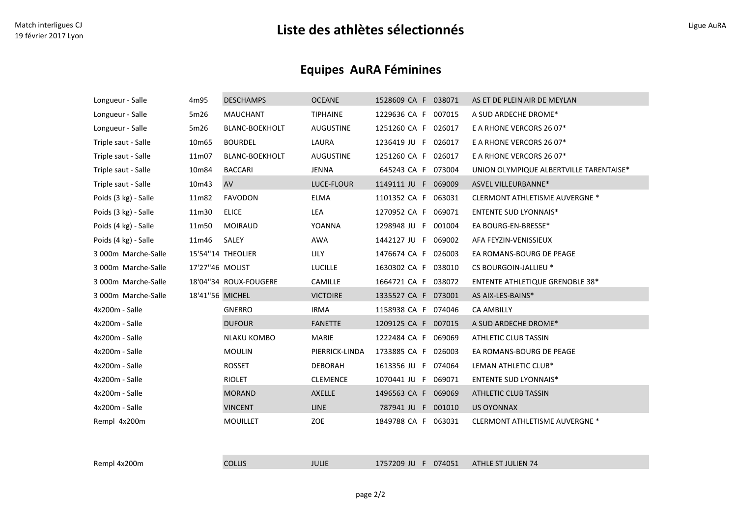Match interligues CJ
19 février 2017 Lyon

# Liste des athlètes sélectionnés

Ligue AuRA

## Equipes AuRA Féminines

| | | | | | | | |
|---|---|---|---|---|---|---|---|
| Longueur - Salle | 4m95 | DESCHAMPS | OCEANE | 1528609 | CA F | 038071 | AS ET DE PLEIN AIR DE MEYLAN |
| Longueur - Salle | 5m26 | MAUCHANT | TIPHAINE | 1229636 | CA F | 007015 | A SUD ARDECHE DROME* |
| Longueur - Salle | 5m26 | BLANC-BOEKHOLT | AUGUSTINE | 1251260 | CA F | 026017 | E A RHONE VERCORS 26 07* |
| Triple saut - Salle | 10m65 | BOURDEL | LAURA | 1236419 | JU F | 026017 | E A RHONE VERCORS 26 07* |
| Triple saut - Salle | 11m07 | BLANC-BOEKHOLT | AUGUSTINE | 1251260 | CA F | 026017 | E A RHONE VERCORS 26 07* |
| Triple saut - Salle | 10m84 | BACCARI | JENNA | 645243 | CA F | 073004 | UNION OLYMPIQUE ALBERTVILLE TARENTAISE* |
| Triple saut - Salle | 10m43 | AV | LUCE-FLOUR | 1149111 | JU F | 069009 | ASVEL VILLEURBANNE* |
| Poids (3 kg) - Salle | 11m82 | FAVODON | ELMA | 1101352 | CA F | 063031 | CLERMONT ATHLETISME AUVERGNE * |
| Poids (3 kg) - Salle | 11m30 | ELICE | LEA | 1270952 | CA F | 069071 | ENTENTE SUD LYONNAIS* |
| Poids (4 kg) - Salle | 11m50 | MOIRAUD | YOANNA | 1298948 | JU F | 001004 | EA BOURG-EN-BRESSE* |
| Poids (4 kg) - Salle | 11m46 | SALEY | AWA | 1442127 | JU F | 069002 | AFA FEYZIN-VENISSIEUX |
| 3 000m Marche-Salle | 15'54''14 | THEOLIER | LILY | 1476674 | CA F | 026003 | EA ROMANS-BOURG DE PEAGE |
| 3 000m Marche-Salle | 17'27''46 | MOLIST | LUCILLE | 1630302 | CA F | 038010 | CS BOURGOIN-JALLIEU * |
| 3 000m Marche-Salle | 18'04''34 | ROUX-FOUGERE | CAMILLE | 1664721 | CA F | 038072 | ENTENTE ATHLETIQUE GRENOBLE 38* |
| 3 000m Marche-Salle | 18'41''56 | MICHEL | VICTOIRE | 1335527 | CA F | 073001 | AS AIX-LES-BAINS* |
| 4x200m - Salle | | GNERRO | IRMA | 1158938 | CA F | 074046 | CA AMBILLY |
| 4x200m - Salle | | DUFOUR | FANETTE | 1209125 | CA F | 007015 | A SUD ARDECHE DROME* |
| 4x200m - Salle | | NLAKU KOMBO | MARIE | 1222484 | CA F | 069069 | ATHLETIC CLUB TASSIN |
| 4x200m - Salle | | MOULIN | PIERRICK-LINDA | 1733885 | CA F | 026003 | EA ROMANS-BOURG DE PEAGE |
| 4x200m - Salle | | ROSSET | DEBORAH | 1613356 | JU F | 074064 | LEMAN ATHLETIC CLUB* |
| 4x200m - Salle | | RIOLET | CLEMENCE | 1070441 | JU F | 069071 | ENTENTE SUD LYONNAIS* |
| 4x200m - Salle | | MORAND | AXELLE | 1496563 | CA F | 069069 | ATHLETIC CLUB TASSIN |
| 4x200m - Salle | | VINCENT | LINE | 787941 | JU F | 001010 | US OYONNAX |
| Rempl 4x200m | | MOUILLET | ZOE | 1849788 | CA F | 063031 | CLERMONT ATHLETISME AUVERGNE * |
| Rempl 4x200m | | COLLIS | JULIE | 1757209 | JU F | 074051 | ATHLE ST JULIEN 74 |